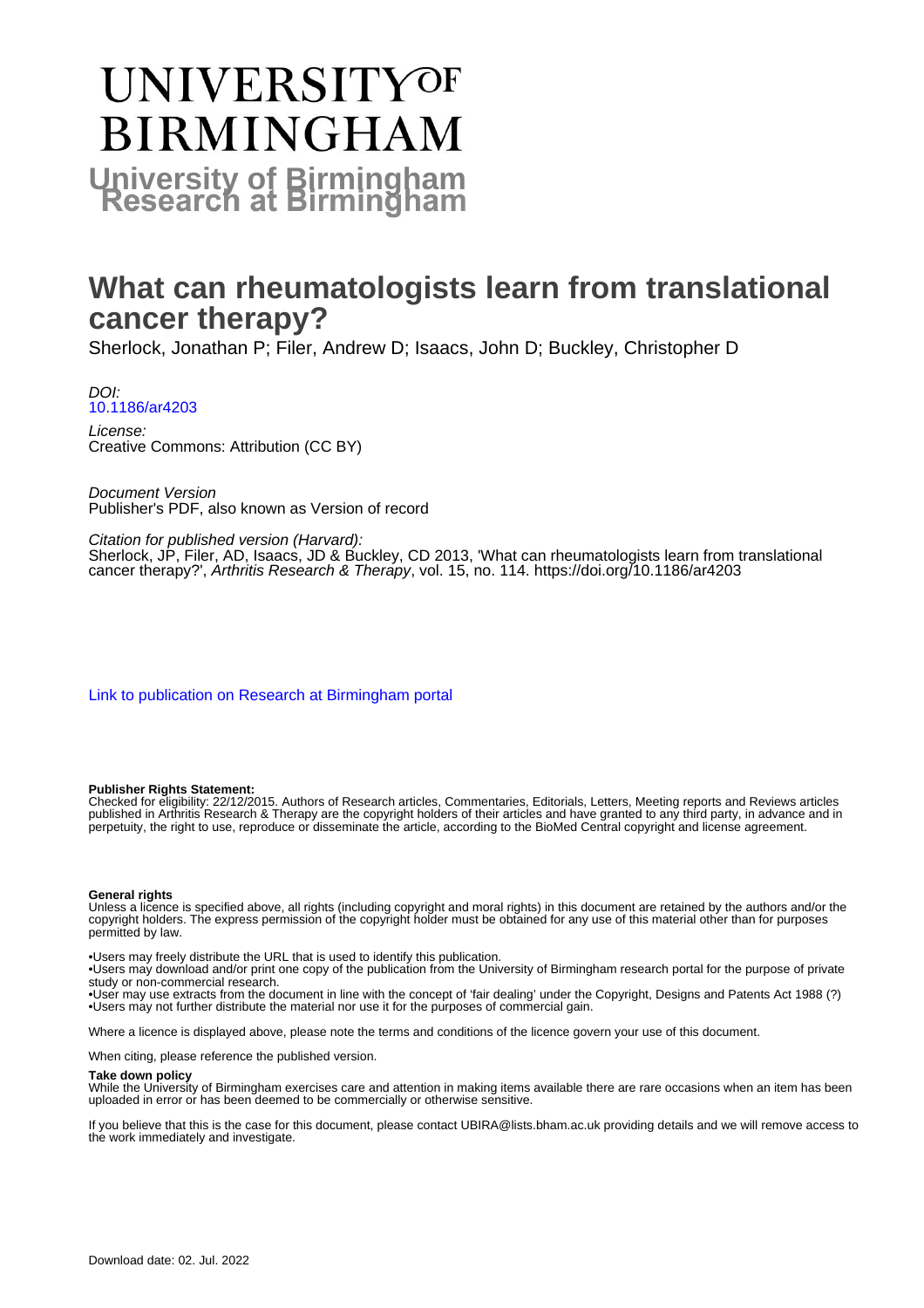# UNIVERSITY OF BIRMINGHAM

## University of Birmingham Research at Birmingham

# What can rheumatologists learn from translational cancer therapy?

Sherlock, Jonathan P; Filer, Andrew D; Isaacs, John D; Buckley, Christopher D

*DOI:*
[10.1186/ar4203](https://doi.org/10.1186/ar4203)

*License:*
Creative Commons: Attribution (CC BY)

*Document Version*
Publisher's PDF, also known as Version of record

*Citation for published version (Harvard):*
Sherlock, JP, Filer, AD, Isaacs, JD & Buckley, CD 2013, 'What can rheumatologists learn from translational cancer therapy?', *Arthritis Research & Therapy*, vol. 15, no. 114. https://doi.org/10.1186/ar4203

[Link to publication on Research at Birmingham portal](#)

**Publisher Rights Statement:**
Checked for eligibility: 22/12/2015. Authors of Research articles, Commentaries, Editorials, Letters, Meeting reports and Reviews articles published in Arthritis Research & Therapy are the copyright holders of their articles and have granted to any third party, in advance and in perpetuity, the right to use, reproduce or disseminate the article, according to the BioMed Central copyright and license agreement.

**General rights**
Unless a licence is specified above, all rights (including copyright and moral rights) in this document are retained by the authors and/or the copyright holders. The express permission of the copyright holder must be obtained for any use of this material other than for purposes permitted by law.

•Users may freely distribute the URL that is used to identify this publication.
•Users may download and/or print one copy of the publication from the University of Birmingham research portal for the purpose of private study or non-commercial research.
•User may use extracts from the document in line with the concept of 'fair dealing' under the Copyright, Designs and Patents Act 1988 (?)
•Users may not further distribute the material nor use it for the purposes of commercial gain.

Where a licence is displayed above, please note the terms and conditions of the licence govern your use of this document.

When citing, please reference the published version.

**Take down policy**
While the University of Birmingham exercises care and attention in making items available there are rare occasions when an item has been uploaded in error or has been deemed to be commercially or otherwise sensitive.

If you believe that this is the case for this document, please contact UBIRA@lists.bham.ac.uk providing details and we will remove access to the work immediately and investigate.

Download date: 02. Jul. 2022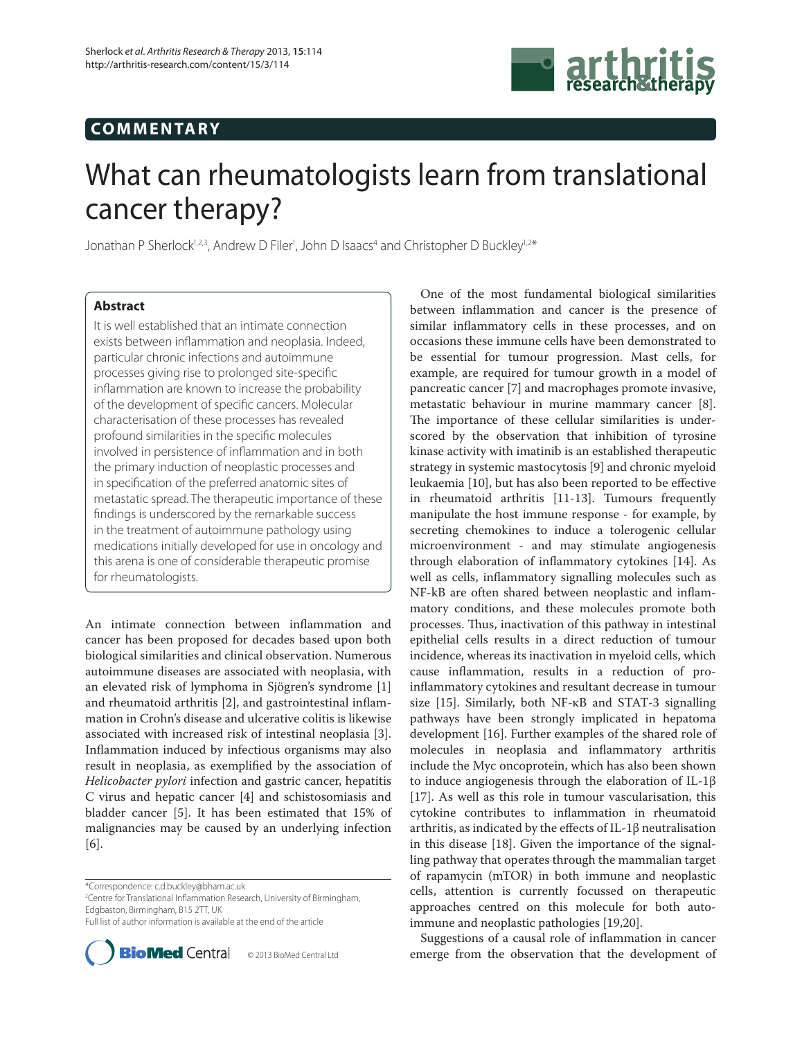## COMMENTARY

# What can rheumatologists learn from translational cancer therapy?

Jonathan P Sherlock[1,2,3], Andrew D Filer[1], John D Isaacs[4] and Christopher D Buckley[1,2*]

### Abstract

It is well established that an intimate connection exists between inflammation and neoplasia. Indeed, particular chronic infections and autoimmune processes giving rise to prolonged site-specific inflammation are known to increase the probability of the development of specific cancers. Molecular characterisation of these processes has revealed profound similarities in the specific molecules involved in persistence of inflammation and in both the primary induction of neoplastic processes and in specification of the preferred anatomic sites of metastatic spread. The therapeutic importance of these findings is underscored by the remarkable success in the treatment of autoimmune pathology using medications initially developed for use in oncology and this arena is one of considerable therapeutic promise for rheumatologists.

An intimate connection between inflammation and cancer has been proposed for decades based upon both biological similarities and clinical observation. Numerous autoimmune diseases are associated with neoplasia, with an elevated risk of lymphoma in Sjögren's syndrome [1] and rheumatoid arthritis [2], and gastrointestinal inflammation in Crohn's disease and ulcerative colitis is likewise associated with increased risk of intestinal neoplasia [3]. Inflammation induced by infectious organisms may also result in neoplasia, as exemplified by the association of *Helicobacter pylori* infection and gastric cancer, hepatitis C virus and hepatic cancer [4] and schistosomiasis and bladder cancer [5]. It has been estimated that 15% of malignancies may be caused by an underlying infection [6].

*Correspondence: c.d.buckley@bham.ac.uk
[2]Centre for Translational Inflammation Research, University of Birmingham, Edgbaston, Birmingham, B15 2TT, UK
Full list of author information is available at the end of the article

© 2013 BioMed Central Ltd

One of the most fundamental biological similarities between inflammation and cancer is the presence of similar inflammatory cells in these processes, and on occasions these immune cells have been demonstrated to be essential for tumour progression. Mast cells, for example, are required for tumour growth in a model of pancreatic cancer [7] and macrophages promote invasive, metastatic behaviour in murine mammary cancer [8]. The importance of these cellular similarities is underscored by the observation that inhibition of tyrosine kinase activity with imatinib is an established therapeutic strategy in systemic mastocytosis [9] and chronic myeloid leukaemia [10], but has also been reported to be effective in rheumatoid arthritis [11-13]. Tumours frequently manipulate the host immune response - for example, by secreting chemokines to induce a tolerogenic cellular microenvironment - and may stimulate angiogenesis through elaboration of inflammatory cytokines [14]. As well as cells, inflammatory signalling molecules such as NF-kB are often shared between neoplastic and inflammatory conditions, and these molecules promote both processes. Thus, inactivation of this pathway in intestinal epithelial cells results in a direct reduction of tumour incidence, whereas its inactivation in myeloid cells, which cause inflammation, results in a reduction of pro-inflammatory cytokines and resultant decrease in tumour size [15]. Similarly, both NF-κB and STAT-3 signalling pathways have been strongly implicated in hepatoma development [16]. Further examples of the shared role of molecules in neoplasia and inflammatory arthritis include the Myc oncoprotein, which has also been shown to induce angiogenesis through the elaboration of IL-1β [17]. As well as this role in tumour vascularisation, this cytokine contributes to inflammation in rheumatoid arthritis, as indicated by the effects of IL-1β neutralisation in this disease [18]. Given the importance of the signalling pathway that operates through the mammalian target of rapamycin (mTOR) in both immune and neoplastic cells, attention is currently focussed on therapeutic approaches centred on this molecule for both autoimmune and neoplastic pathologies [19,20].

Suggestions of a causal role of inflammation in cancer emerge from the observation that the development of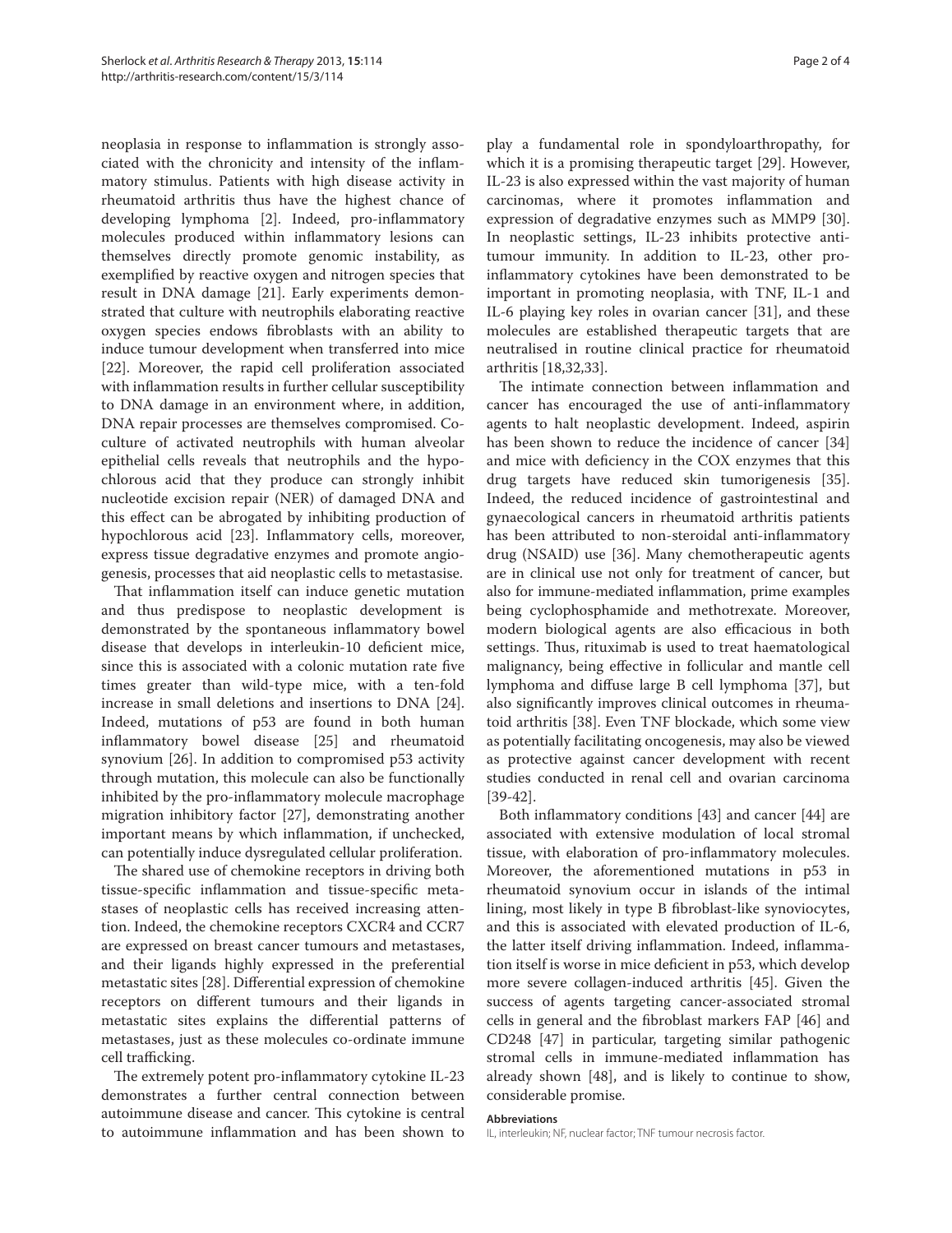neoplasia in response to inflammation is strongly associated with the chronicity and intensity of the inflammatory stimulus. Patients with high disease activity in rheumatoid arthritis thus have the highest chance of developing lymphoma [2]. Indeed, pro-inflammatory molecules produced within inflammatory lesions can themselves directly promote genomic instability, as exemplified by reactive oxygen and nitrogen species that result in DNA damage [21]. Early experiments demonstrated that culture with neutrophils elaborating reactive oxygen species endows fibroblasts with an ability to induce tumour development when transferred into mice [22]. Moreover, the rapid cell proliferation associated with inflammation results in further cellular susceptibility to DNA damage in an environment where, in addition, DNA repair processes are themselves compromised. Co-culture of activated neutrophils with human alveolar epithelial cells reveals that neutrophils and the hypochlorous acid that they produce can strongly inhibit nucleotide excision repair (NER) of damaged DNA and this effect can be abrogated by inhibiting production of hypochlorous acid [23]. Inflammatory cells, moreover, express tissue degradative enzymes and promote angiogenesis, processes that aid neoplastic cells to metastasise.

That inflammation itself can induce genetic mutation and thus predispose to neoplastic development is demonstrated by the spontaneous inflammatory bowel disease that develops in interleukin-10 deficient mice, since this is associated with a colonic mutation rate five times greater than wild-type mice, with a ten-fold increase in small deletions and insertions to DNA [24]. Indeed, mutations of p53 are found in both human inflammatory bowel disease [25] and rheumatoid synovium [26]. In addition to compromised p53 activity through mutation, this molecule can also be functionally inhibited by the pro-inflammatory molecule macrophage migration inhibitory factor [27], demonstrating another important means by which inflammation, if unchecked, can potentially induce dysregulated cellular proliferation.

The shared use of chemokine receptors in driving both tissue-specific inflammation and tissue-specific metastases of neoplastic cells has received increasing attention. Indeed, the chemokine receptors CXCR4 and CCR7 are expressed on breast cancer tumours and metastases, and their ligands highly expressed in the preferential metastatic sites [28]. Differential expression of chemokine receptors on different tumours and their ligands in metastatic sites explains the differential patterns of metastases, just as these molecules co-ordinate immune cell trafficking.

The extremely potent pro-inflammatory cytokine IL-23 demonstrates a further central connection between autoimmune disease and cancer. This cytokine is central to autoimmune inflammation and has been shown to play a fundamental role in spondyloarthropathy, for which it is a promising therapeutic target [29]. However, IL-23 is also expressed within the vast majority of human carcinomas, where it promotes inflammation and expression of degradative enzymes such as MMP9 [30]. In neoplastic settings, IL-23 inhibits protective anti-tumour immunity. In addition to IL-23, other pro-inflammatory cytokines have been demonstrated to be important in promoting neoplasia, with TNF, IL-1 and IL-6 playing key roles in ovarian cancer [31], and these molecules are established therapeutic targets that are neutralised in routine clinical practice for rheumatoid arthritis [18,32,33].

The intimate connection between inflammation and cancer has encouraged the use of anti-inflammatory agents to halt neoplastic development. Indeed, aspirin has been shown to reduce the incidence of cancer [34] and mice with deficiency in the COX enzymes that this drug targets have reduced skin tumorigenesis [35]. Indeed, the reduced incidence of gastrointestinal and gynaecological cancers in rheumatoid arthritis patients has been attributed to non-steroidal anti-inflammatory drug (NSAID) use [36]. Many chemotherapeutic agents are in clinical use not only for treatment of cancer, but also for immune-mediated inflammation, prime examples being cyclophosphamide and methotrexate. Moreover, modern biological agents are also efficacious in both settings. Thus, rituximab is used to treat haematological malignancy, being effective in follicular and mantle cell lymphoma and diffuse large B cell lymphoma [37], but also significantly improves clinical outcomes in rheumatoid arthritis [38]. Even TNF blockade, which some view as potentially facilitating oncogenesis, may also be viewed as protective against cancer development with recent studies conducted in renal cell and ovarian carcinoma [39-42].

Both inflammatory conditions [43] and cancer [44] are associated with extensive modulation of local stromal tissue, with elaboration of pro-inflammatory molecules. Moreover, the aforementioned mutations in p53 in rheumatoid synovium occur in islands of the intimal lining, most likely in type B fibroblast-like synoviocytes, and this is associated with elevated production of IL-6, the latter itself driving inflammation. Indeed, inflammation itself is worse in mice deficient in p53, which develop more severe collagen-induced arthritis [45]. Given the success of agents targeting cancer-associated stromal cells in general and the fibroblast markers FAP [46] and CD248 [47] in particular, targeting similar pathogenic stromal cells in immune-mediated inflammation has already shown [48], and is likely to continue to show, considerable promise.

#### Abbreviations

IL, interleukin; NF, nuclear factor; TNF tumour necrosis factor.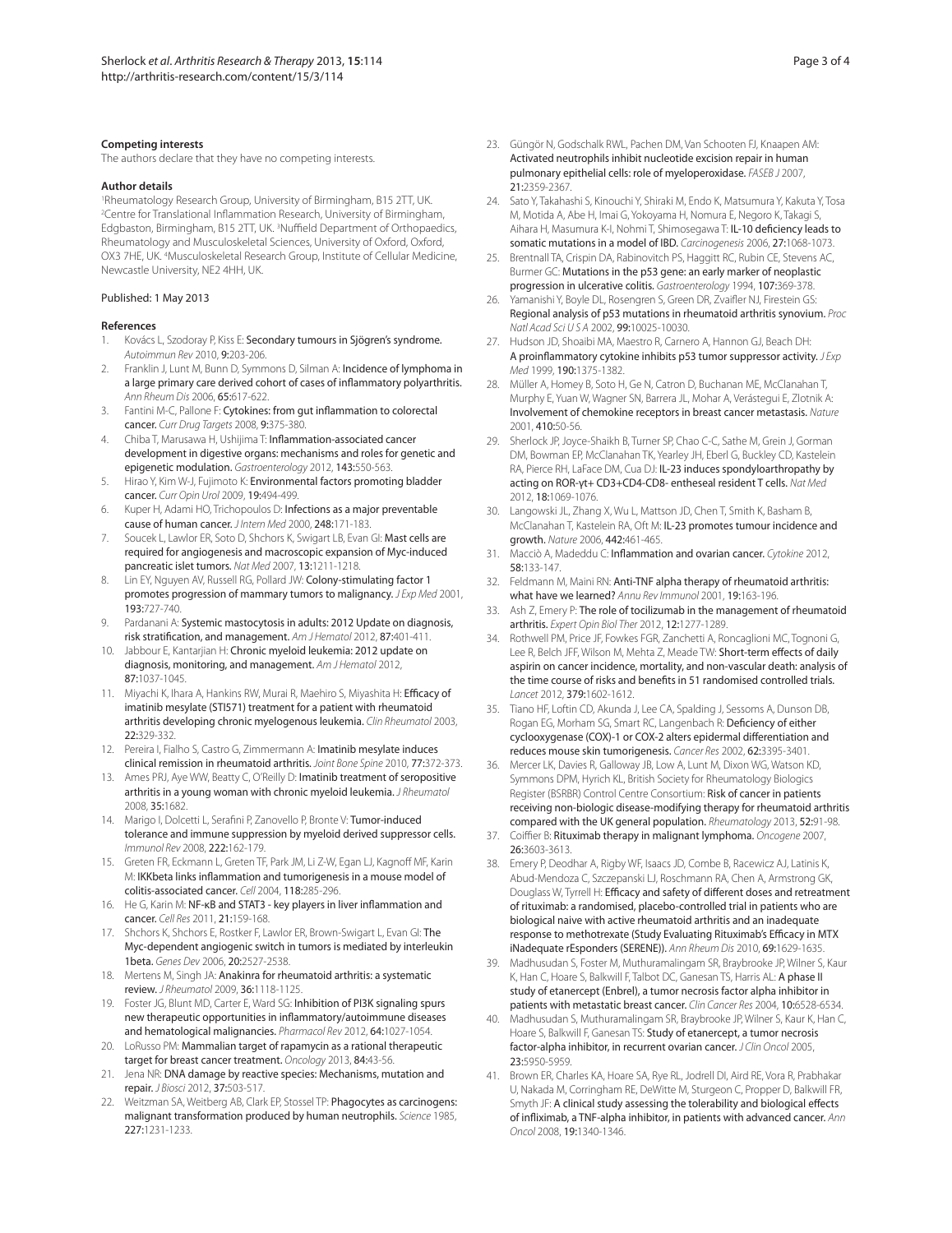#### Competing interests

The authors declare that they have no competing interests.

#### Author details

[1]Rheumatology Research Group, University of Birmingham, B15 2TT, UK. [2]Centre for Translational Inflammation Research, University of Birmingham, Edgbaston, Birmingham, B15 2TT, UK. [3]Nuffield Department of Orthopaedics, Rheumatology and Musculoskeletal Sciences, University of Oxford, Oxford, OX3 7HE, UK. [4]Musculoskeletal Research Group, Institute of Cellular Medicine, Newcastle University, NE2 4HH, UK.

Published: 1 May 2013

#### References

1. Kovács L, Szodoray P, Kiss E: **Secondary tumours in Sjögren's syndrome.** *Autoimmun Rev* 2010, **9:**203-206.
2. Franklin J, Lunt M, Bunn D, Symmons D, Silman A: **Incidence of lymphoma in a large primary care derived cohort of cases of inflammatory polyarthritis.** *Ann Rheum Dis* 2006, **65:**617-622.
3. Fantini M-C, Pallone F: **Cytokines: from gut inflammation to colorectal cancer.** *Curr Drug Targets* 2008, **9:**375-380.
4. Chiba T, Marusawa H, Ushijima T: **Inflammation-associated cancer development in digestive organs: mechanisms and roles for genetic and epigenetic modulation.** *Gastroenterology* 2012, **143:**550-563.
5. Hirao Y, Kim W-J, Fujimoto K: **Environmental factors promoting bladder cancer.** *Curr Opin Urol* 2009, **19:**494-499.
6. Kuper H, Adami HO, Trichopoulos D: **Infections as a major preventable cause of human cancer.** *J Intern Med* 2000, **248:**171-183.
7. Soucek L, Lawlor ER, Soto D, Shchors K, Swigart LB, Evan GI: **Mast cells are required for angiogenesis and macroscopic expansion of Myc-induced pancreatic islet tumors.** *Nat Med* 2007, **13:**1211-1218.
8. Lin EY, Nguyen AV, Russell RG, Pollard JW: **Colony-stimulating factor 1 promotes progression of mammary tumors to malignancy.** *J Exp Med* 2001, **193:**727-740.
9. Pardanani A: **Systemic mastocytosis in adults: 2012 Update on diagnosis, risk stratification, and management.** *Am J Hematol* 2012, **87:**401-411.
10. Jabbour E, Kantarjian H: **Chronic myeloid leukemia: 2012 update on diagnosis, monitoring, and management.** *Am J Hematol* 2012, **87:**1037-1045.
11. Miyachi K, Ihara A, Hankins RW, Murai R, Maehiro S, Miyashita H: **Efficacy of imatinib mesylate (STI571) treatment for a patient with rheumatoid arthritis developing chronic myelogenous leukemia.** *Clin Rheumatol* 2003, **22:**329-332.
12. Pereira I, Fialho S, Castro G, Zimmermann A: **Imatinib mesylate induces clinical remission in rheumatoid arthritis.** *Joint Bone Spine* 2010, **77:**372-373.
13. Ames PRJ, Aye WW, Beatty C, O'Reilly D: **Imatinib treatment of seropositive arthritis in a young woman with chronic myeloid leukemia.** *J Rheumatol* 2008, **35:**1682.
14. Marigo I, Dolcetti L, Serafini P, Zanovello P, Bronte V: **Tumor-induced tolerance and immune suppression by myeloid derived suppressor cells.** *Immunol Rev* 2008, **222:**162-179.
15. Greten FR, Eckmann L, Greten TF, Park JM, Li Z-W, Egan LJ, Kagnoff MF, Karin M: **IKKbeta links inflammation and tumorigenesis in a mouse model of colitis-associated cancer.** *Cell* 2004, **118:**285-296.
16. He G, Karin M: **NF-κB and STAT3 - key players in liver inflammation and cancer.** *Cell Res* 2011, **21:**159-168.
17. Shchors K, Shchors E, Rostker F, Lawlor ER, Brown-Swigart L, Evan GI: **The Myc-dependent angiogenic switch in tumors is mediated by interleukin 1beta.** *Genes Dev* 2006, **20:**2527-2538.
18. Mertens M, Singh JA: **Anakinra for rheumatoid arthritis: a systematic review.** *J Rheumatol* 2009, **36:**1118-1125.
19. Foster JG, Blunt MD, Carter E, Ward SG: **Inhibition of PI3K signaling spurs new therapeutic opportunities in inflammatory/autoimmune diseases and hematological malignancies.** *Pharmacol Rev* 2012, **64:**1027-1054.
20. LoRusso PM: **Mammalian target of rapamycin as a rational therapeutic target for breast cancer treatment.** *Oncology* 2013, **84:**43-56.
21. Jena NR: **DNA damage by reactive species: Mechanisms, mutation and repair.** *J Biosci* 2012, **37:**503-517.
22. Weitzman SA, Weitberg AB, Clark EP, Stossel TP: **Phagocytes as carcinogens: malignant transformation produced by human neutrophils.** *Science* 1985, **227:**1231-1233.
23. Güngör N, Godschalk RWL, Pachen DM, Van Schooten FJ, Knaapen AM: **Activated neutrophils inhibit nucleotide excision repair in human pulmonary epithelial cells: role of myeloperoxidase.** *FASEB J* 2007, **21:**2359-2367.
24. Sato Y, Takahashi S, Kinouchi Y, Shiraki M, Endo K, Matsumura Y, Kakuta Y, Tosa M, Motida A, Abe H, Imai G, Yokoyama H, Nomura E, Negoro K, Takagi S, Aihara H, Masumura K-I, Nohmi T, Shimosegawa T: **IL-10 deficiency leads to somatic mutations in a model of IBD.** *Carcinogenesis* 2006, **27:**1068-1073.
25. Brentnall TA, Crispin DA, Rabinovitch PS, Haggitt RC, Rubin CE, Stevens AC, Burmer GC: **Mutations in the p53 gene: an early marker of neoplastic progression in ulcerative colitis.** *Gastroenterology* 1994, **107:**369-378.
26. Yamanishi Y, Boyle DL, Rosengren S, Green DR, Zvaifler NJ, Firestein GS: **Regional analysis of p53 mutations in rheumatoid arthritis synovium.** *Proc Natl Acad Sci U S A* 2002, **99:**10025-10030.
27. Hudson JD, Shoaibi MA, Maestro R, Carnero A, Hannon GJ, Beach DH: **A proinflammatory cytokine inhibits p53 tumor suppressor activity.** *J Exp Med* 1999, **190:**1375-1382.
28. Müller A, Homey B, Soto H, Ge N, Catron D, Buchanan ME, McClanahan T, Murphy E, Yuan W, Wagner SN, Barrera JL, Mohar A, Verástegui E, Zlotnik A: **Involvement of chemokine receptors in breast cancer metastasis.** *Nature* 2001, **410:**50-56.
29. Sherlock JP, Joyce-Shaikh B, Turner SP, Chao C-C, Sathe M, Grein J, Gorman DM, Bowman EP, McClanahan TK, Yearley JH, Eberl G, Buckley CD, Kastelein RA, Pierce RH, LaFace DM, Cua DJ: **IL-23 induces spondyloarthropathy by acting on ROR-γt+ CD3+CD4-CD8- entheseal resident T cells.** *Nat Med* 2012, **18:**1069-1076.
30. Langowski JL, Zhang X, Wu L, Mattson JD, Chen T, Smith K, Basham B, McClanahan T, Kastelein RA, Oft M: **IL-23 promotes tumour incidence and growth.** *Nature* 2006, **442:**461-465.
31. Macciò A, Madeddu C: **Inflammation and ovarian cancer.** *Cytokine* 2012, **58:**133-147.
32. Feldmann M, Maini RN: **Anti-TNF alpha therapy of rheumatoid arthritis: what have we learned?** *Annu Rev Immunol* 2001, **19:**163-196.
33. Ash Z, Emery P: **The role of tocilizumab in the management of rheumatoid arthritis.** *Expert Opin Biol Ther* 2012, **12:**1277-1289.
34. Rothwell PM, Price JF, Fowkes FGR, Zanchetti A, Roncaglioni MC, Tognoni G, Lee R, Belch JFF, Wilson M, Mehta Z, Meade TW: **Short-term effects of daily aspirin on cancer incidence, mortality, and non-vascular death: analysis of the time course of risks and benefits in 51 randomised controlled trials.** *Lancet* 2012, **379:**1602-1612.
35. Tiano HF, Loftin CD, Akunda J, Lee CA, Spalding J, Sessoms A, Dunson DB, Rogan EG, Morham SG, Smart RC, Langenbach R: **Deficiency of either cyclooxygenase (COX)-1 or COX-2 alters epidermal differentiation and reduces mouse skin tumorigenesis.** *Cancer Res* 2002, **62:**3395-3401.
36. Mercer LK, Davies R, Galloway JB, Low A, Lunt M, Dixon WG, Watson KD, Symmons DPM, Hyrich KL, British Society for Rheumatology Biologics Register (BSRBR) Control Centre Consortium: **Risk of cancer in patients receiving non-biologic disease-modifying therapy for rheumatoid arthritis compared with the UK general population.** *Rheumatology* 2013, **52:**91-98.
37. Coiffier B: **Rituximab therapy in malignant lymphoma.** *Oncogene* 2007, **26:**3603-3613.
38. Emery P, Deodhar A, Rigby WF, Isaacs JD, Combe B, Racewicz AJ, Latinis K, Abud-Mendoza C, Szczepanski LJ, Roschmann RA, Chen A, Armstrong GK, Douglass W, Tyrrell H: **Efficacy and safety of different doses and retreatment of rituximab: a randomised, placebo-controlled trial in patients who are biological naive with active rheumatoid arthritis and an inadequate response to methotrexate (Study Evaluating Rituximab's Efficacy in MTX iNadequate rEsponders (SERENE)).** *Ann Rheum Dis* 2010, **69:**1629-1635.
39. Madhusudan S, Foster M, Muthuramalingam SR, Braybrooke JP, Wilner S, Kaur K, Han C, Hoare S, Balkwill F, Talbot DC, Ganesan TS, Harris AL: **A phase II study of etanercept (Enbrel), a tumor necrosis factor alpha inhibitor in patients with metastatic breast cancer.** *Clin Cancer Res* 2004, **10:**6528-6534.
40. Madhusudan S, Muthuramalingam SR, Braybrooke JP, Wilner S, Kaur K, Han C, Hoare S, Balkwill F, Ganesan TS: **Study of etanercept, a tumor necrosis factor-alpha inhibitor, in recurrent ovarian cancer.** *J Clin Oncol* 2005, **23:**5950-5959.
41. Brown ER, Charles KA, Hoare SA, Rye RL, Jodrell DI, Aird RE, Vora R, Prabhakar U, Nakada M, Corringham RE, DeWitte M, Sturgeon C, Propper D, Balkwill FR, Smyth JF: **A clinical study assessing the tolerability and biological effects of infliximab, a TNF-alpha inhibitor, in patients with advanced cancer.** *Ann Oncol* 2008, **19:**1340-1346.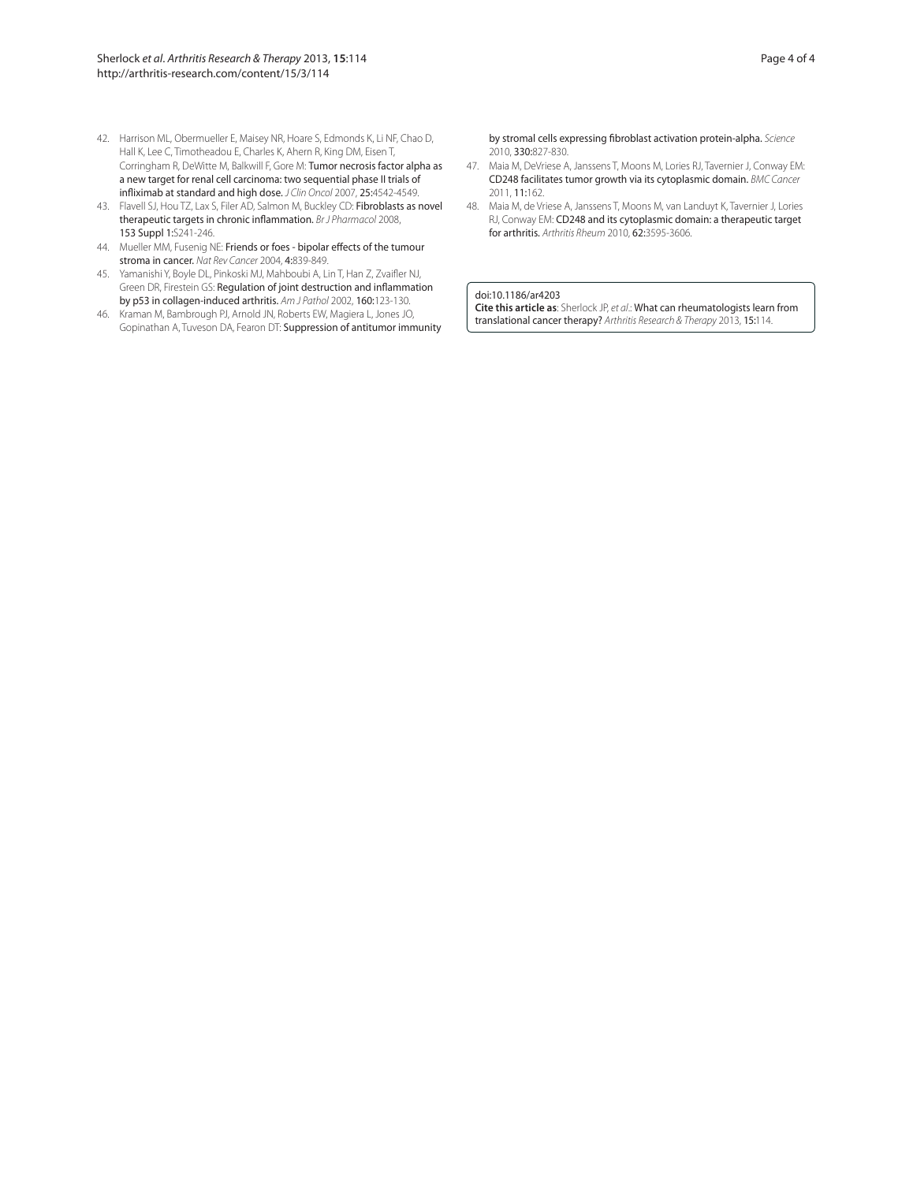42. Harrison ML, Obermueller E, Maisey NR, Hoare S, Edmonds K, Li NF, Chao D, Hall K, Lee C, Timotheadou E, Charles K, Ahern R, King DM, Eisen T, Corringham R, DeWitte M, Balkwill F, Gore M: Tumor necrosis factor alpha as a new target for renal cell carcinoma: two sequential phase II trials of infliximab at standard and high dose. *J Clin Oncol* 2007, **25:**4542-4549.
43. Flavell SJ, Hou TZ, Lax S, Filer AD, Salmon M, Buckley CD: Fibroblasts as novel therapeutic targets in chronic inflammation. *Br J Pharmacol* 2008, 153 Suppl 1:S241-246.
44. Mueller MM, Fusenig NE: Friends or foes - bipolar effects of the tumour stroma in cancer. *Nat Rev Cancer* 2004, **4:**839-849.
45. Yamanishi Y, Boyle DL, Pinkoski MJ, Mahboubi A, Lin T, Han Z, Zvaifler NJ, Green DR, Firestein GS: Regulation of joint destruction and inflammation by p53 in collagen-induced arthritis. *Am J Pathol* 2002, **160:**123-130.
46. Kraman M, Bambrough PJ, Arnold JN, Roberts EW, Magiera L, Jones JO, Gopinathan A, Tuveson DA, Fearon DT: Suppression of antitumor immunity by stromal cells expressing fibroblast activation protein-alpha. *Science* 2010, **330:**827-830.
47. Maia M, DeVriese A, Janssens T, Moons M, Lories RJ, Tavernier J, Conway EM: CD248 facilitates tumor growth via its cytoplasmic domain. *BMC Cancer* 2011, **11:**162.
48. Maia M, de Vriese A, Janssens T, Moons M, van Landuyt K, Tavernier J, Lories RJ, Conway EM: CD248 and its cytoplasmic domain: a therapeutic target for arthritis. *Arthritis Rheum* 2010, **62:**3595-3606.

doi:10.1186/ar4203
**Cite this article as**: Sherlock JP, *et al.*: What can rheumatologists learn from translational cancer therapy? *Arthritis Research & Therapy* 2013, **15:**114.